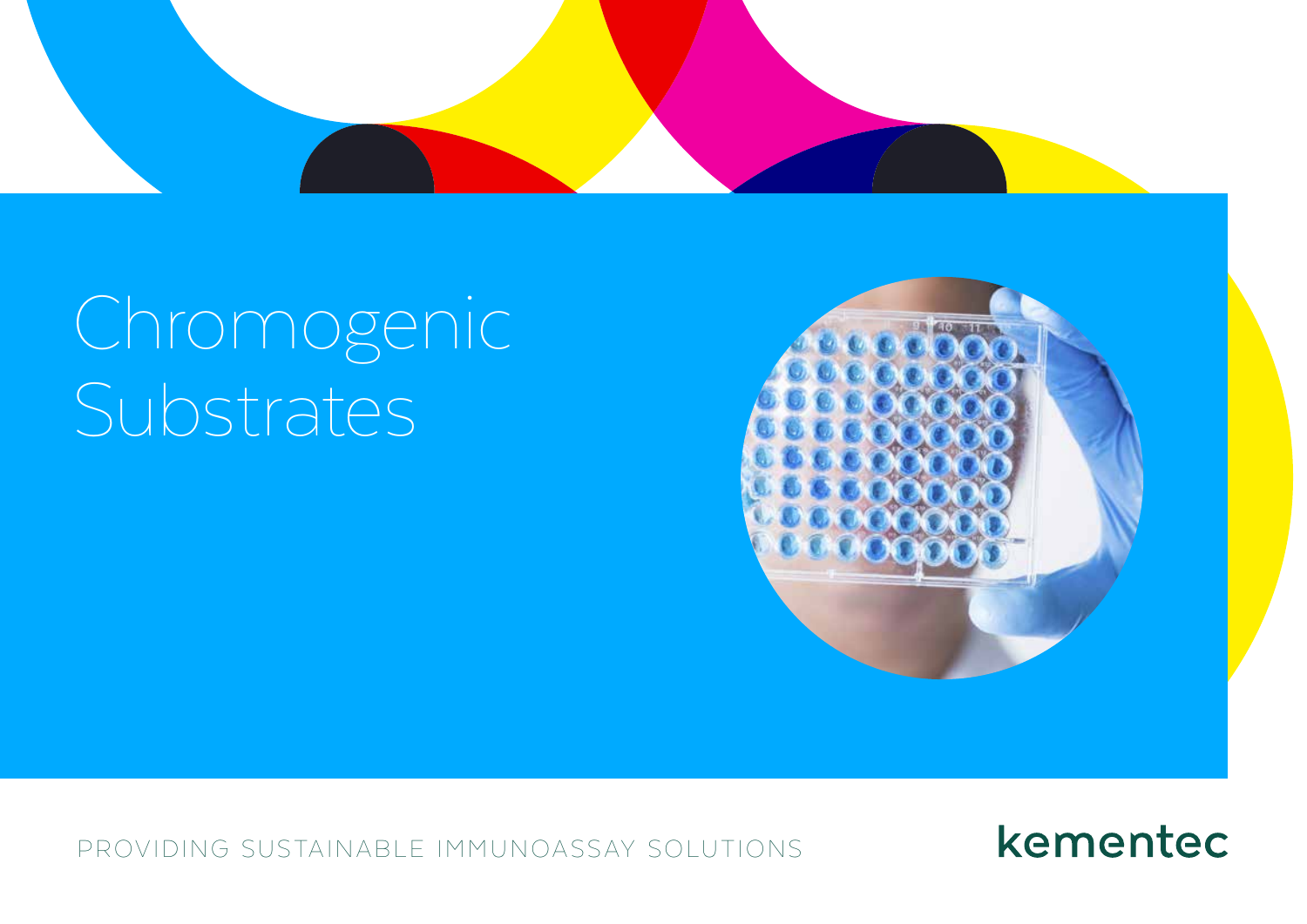# Chromogenic Substrates

PROVIDING SUSTAINABLE IMMUNOASSAY SOLUTIONS

kementec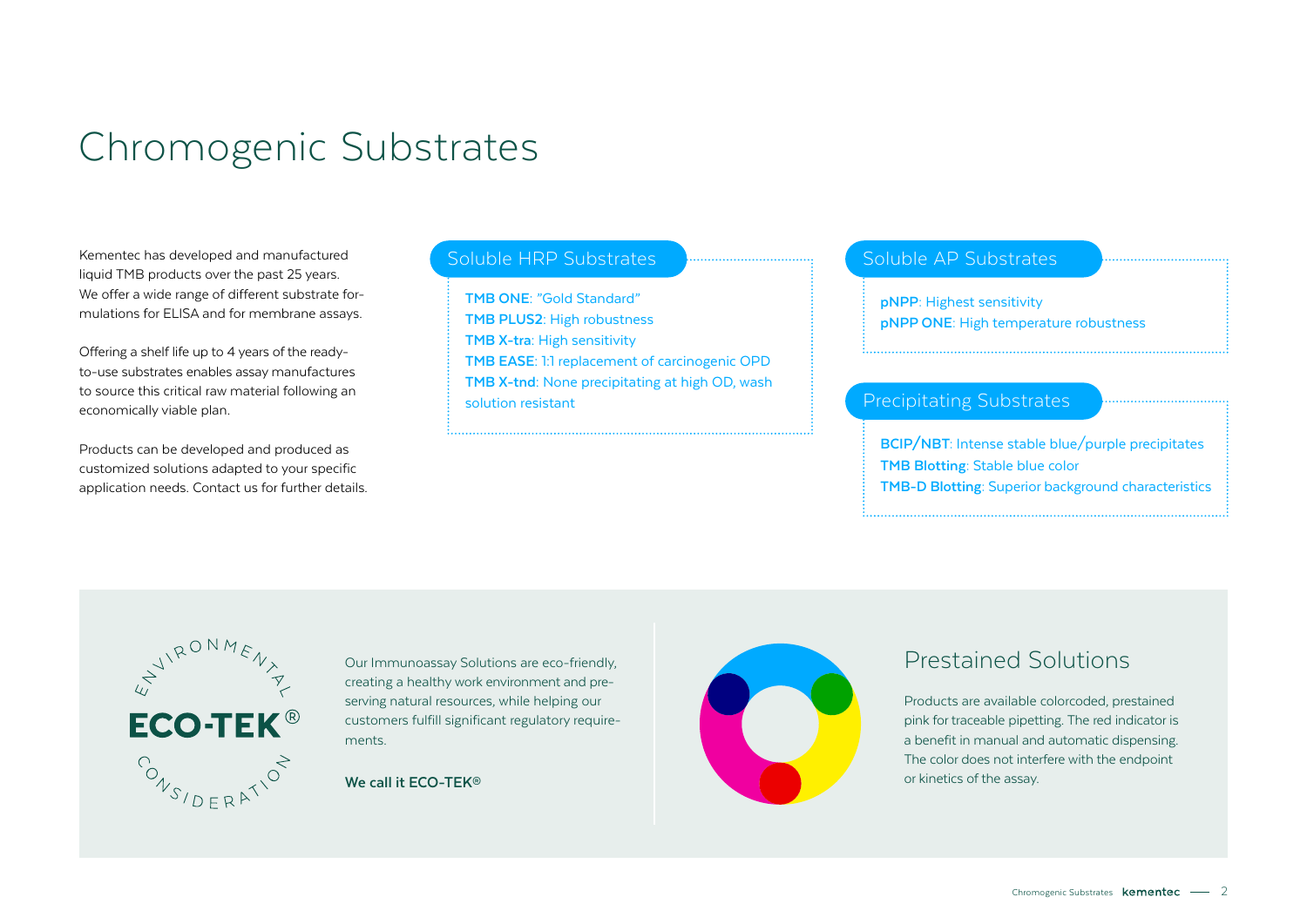# Chromogenic Substrates

Kementec has developed and manufactured liquid TMB products over the past 25 years. We offer a wide range of different substrate formulations for ELISA and for membrane assays.

Offering a shelf life up to 4 years of the ready-to-use substrates enables assay manufactures to source this critical raw material following an economically viable plan.

Products can be developed and produced as customized solutions adapted to your specific application needs. Contact us for further details.

## Soluble HRP Substrates

**TMB ONE**: "Gold Standard"
**TMB PLUS2**: High robustness
**TMB X-tra**: High sensitivity
**TMB EASE**: 1:1 replacement of carcinogenic OPD
**TMB X-tnd**: None precipitating at high OD, wash solution resistant

## Soluble AP Substrates

**pNPP**: Highest sensitivity
**pNPP ONE**: High temperature robustness

## Precipitating Substrates

**BCIP/NBT**: Intense stable blue/purple precipitates
**TMB Blotting**: Stable blue color
**TMB-D Blotting**: Superior background characteristics

ENVIRONMENTAL ECO-TEK® CONSIDERATION

Our Immunoassay Solutions are eco-friendly, creating a healthy work environment and preserving natural resources, while helping our customers fulfill significant regulatory requirements.

**We call it ECO-TEK®**

## Prestained Solutions

Products are available colorcoded, prestained pink for traceable pipetting. The red indicator is a benefit in manual and automatic dispensing. The color does not interfere with the endpoint or kinetics of the assay.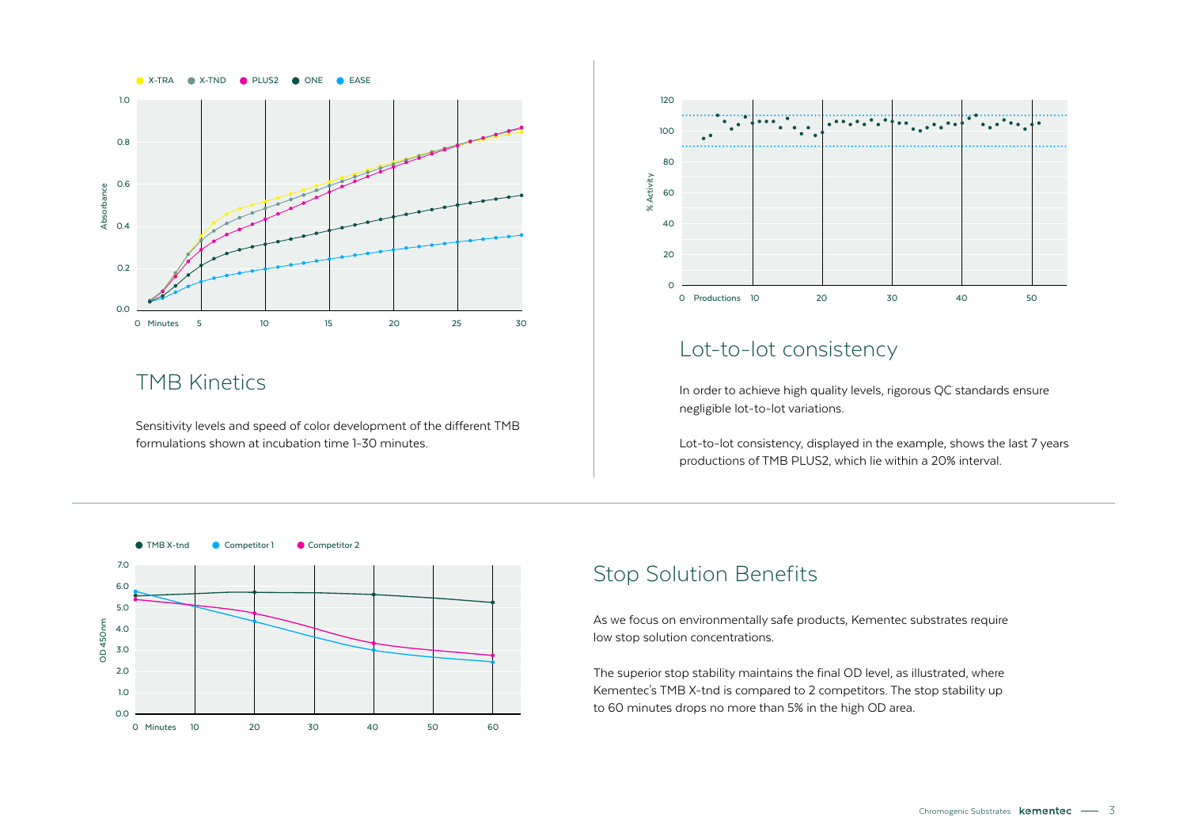## TMB Kinetics

Sensitivity levels and speed of color development of the different TMB formulations shown at incubation time 1-30 minutes.

## Lot-to-lot consistency

In order to achieve high quality levels, rigorous QC standards ensure negligible lot-to-lot variations.

Lot-to-lot consistency, displayed in the example, shows the last 7 years productions of TMB PLUS2, which lie within a 20% interval.

## Stop Solution Benefits

As we focus on environmentally safe products, Kementec substrates require low stop solution concentrations.

The superior stop stability maintains the final OD level, as illustrated, where Kementec's TMB X-tnd is compared to 2 competitors. The stop stability up to 60 minutes drops no more than 5% in the high OD area.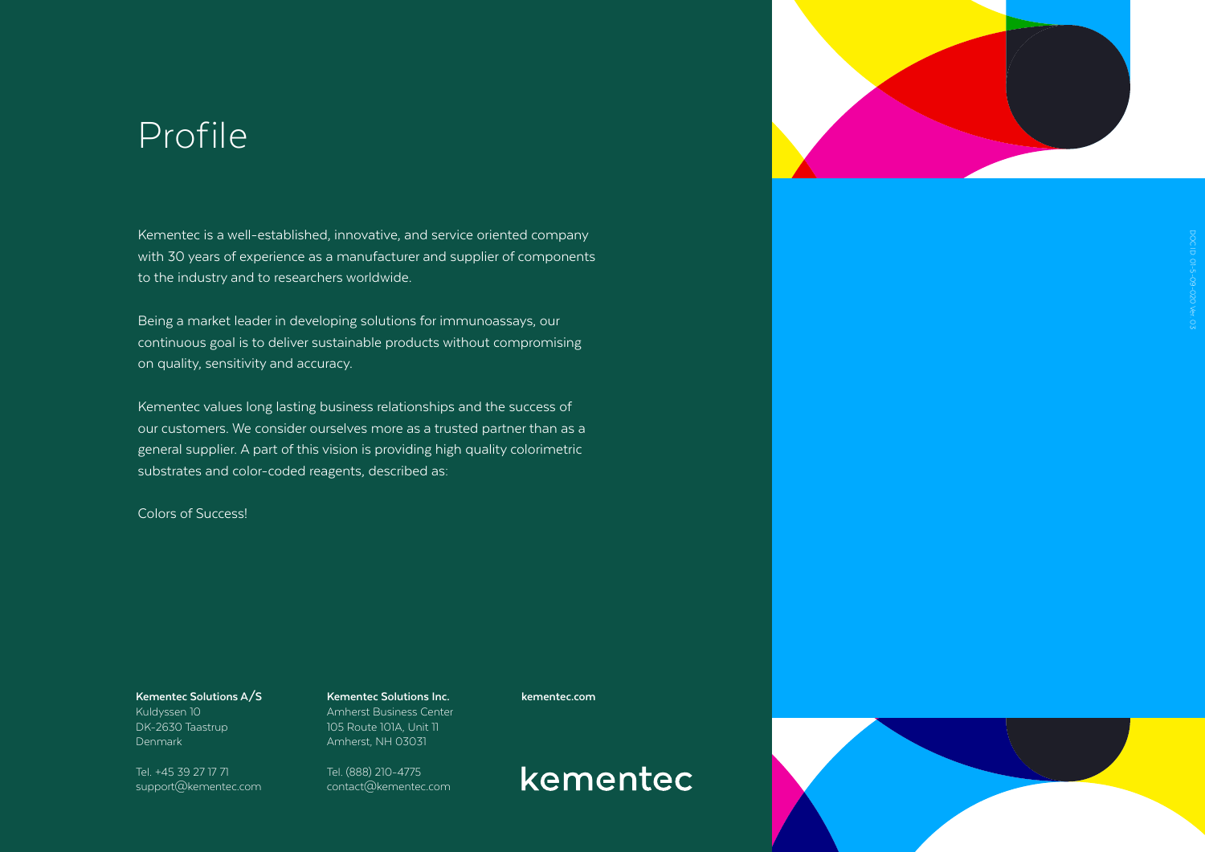# Profile

Kementec is a well-established, innovative, and service oriented company with 30 years of experience as a manufacturer and supplier of components to the industry and to researchers worldwide.

Being a market leader in developing solutions for immunoassays, our continuous goal is to deliver sustainable products without compromising on quality, sensitivity and accuracy.

Kementec values long lasting business relationships and the success of our customers. We consider ourselves more as a trusted partner than as a general supplier. A part of this vision is providing high quality colorimetric substrates and color-coded reagents, described as:

Colors of Success!

**Kementec Solutions A/S**
Kuldyssen 10
DK-2630 Taastrup
Denmark

Tel. +45 39 27 17 71
support@kementec.com

**Kementec Solutions Inc.**
Amherst Business Center
105 Route 101A, Unit 11
Amherst, NH 03031

Tel. (888) 210-4775
contact@kementec.com

**kementec.com**

kementec

DOC ID 01-5-09-020 Ver. 0.3